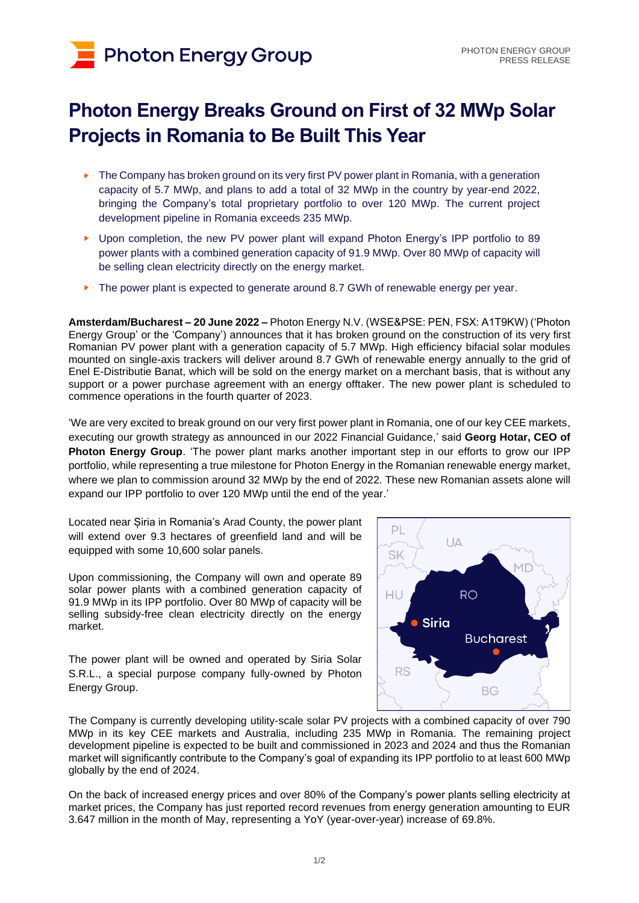Photon Energy Group

PHOTON ENERGY GROUP
PRESS RELEASE

# Photon Energy Breaks Ground on First of 32 MWp Solar Projects in Romania to Be Built This Year

- The Company has broken ground on its very first PV power plant in Romania, with a generation capacity of 5.7 MWp, and plans to add a total of 32 MWp in the country by year-end 2022, bringing the Company's total proprietary portfolio to over 120 MWp. The current project development pipeline in Romania exceeds 235 MWp.
- Upon completion, the new PV power plant will expand Photon Energy's IPP portfolio to 89 power plants with a combined generation capacity of 91.9 MWp. Over 80 MWp of capacity will be selling clean electricity directly on the energy market.
- The power plant is expected to generate around 8.7 GWh of renewable energy per year.

**Amsterdam/Bucharest – 20 June 2022 –** Photon Energy N.V. (WSE&PSE: PEN, FSX: A1T9KW) ('Photon Energy Group' or the 'Company') announces that it has broken ground on the construction of its very first Romanian PV power plant with a generation capacity of 5.7 MWp. High efficiency bifacial solar modules mounted on single-axis trackers will deliver around 8.7 GWh of renewable energy annually to the grid of Enel E-Distributie Banat, which will be sold on the energy market on a merchant basis, that is without any support or a power purchase agreement with an energy offtaker. The new power plant is scheduled to commence operations in the fourth quarter of 2023.

'We are very excited to break ground on our very first power plant in Romania, one of our key CEE markets, executing our growth strategy as announced in our 2022 Financial Guidance,' said **Georg Hotar, CEO of Photon Energy Group**. 'The power plant marks another important step in our efforts to grow our IPP portfolio, while representing a true milestone for Photon Energy in the Romanian renewable energy market, where we plan to commission around 32 MWp by the end of 2022. These new Romanian assets alone will expand our IPP portfolio to over 120 MWp until the end of the year.'

Located near Șiria in Romania's Arad County, the power plant will extend over 9.3 hectares of greenfield land and will be equipped with some 10,600 solar panels.

Upon commissioning, the Company will own and operate 89 solar power plants with a combined generation capacity of 91.9 MWp in its IPP portfolio. Over 80 MWp of capacity will be selling subsidy-free clean electricity directly on the energy market.

The power plant will be owned and operated by Siria Solar S.R.L., a special purpose company fully-owned by Photon Energy Group.

The Company is currently developing utility-scale solar PV projects with a combined capacity of over 790 MWp in its key CEE markets and Australia, including 235 MWp in Romania. The remaining project development pipeline is expected to be built and commissioned in 2023 and 2024 and thus the Romanian market will significantly contribute to the Company's goal of expanding its IPP portfolio to at least 600 MWp globally by the end of 2024.

On the back of increased energy prices and over 80% of the Company's power plants selling electricity at market prices, the Company has just reported record revenues from energy generation amounting to EUR 3.647 million in the month of May, representing a YoY (year-over-year) increase of 69.8%.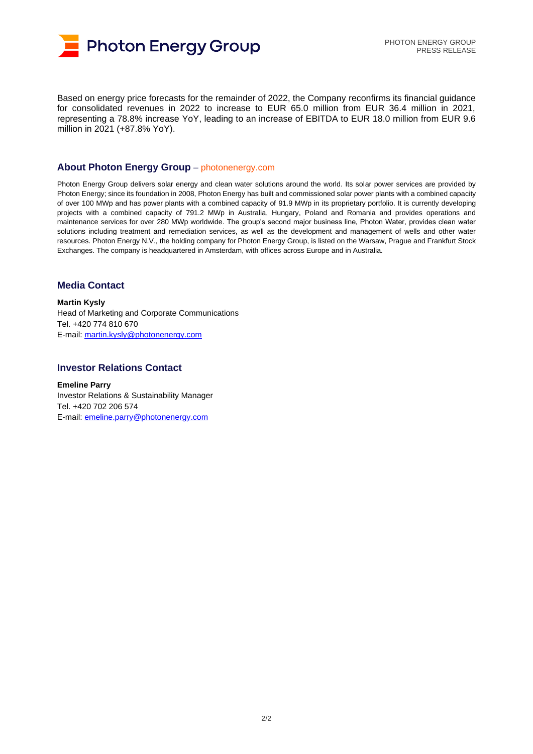Based on energy price forecasts for the remainder of 2022, the Company reconfirms its financial guidance for consolidated revenues in 2022 to increase to EUR 65.0 million from EUR 36.4 million in 2021, representing a 78.8% increase YoY, leading to an increase of EBITDA to EUR 18.0 million from EUR 9.6 million in 2021 (+87.8% YoY).

## About Photon Energy Group – photonenergy.com

Photon Energy Group delivers solar energy and clean water solutions around the world. Its solar power services are provided by Photon Energy; since its foundation in 2008, Photon Energy has built and commissioned solar power plants with a combined capacity of over 100 MWp and has power plants with a combined capacity of 91.9 MWp in its proprietary portfolio. It is currently developing projects with a combined capacity of 791.2 MWp in Australia, Hungary, Poland and Romania and provides operations and maintenance services for over 280 MWp worldwide. The group's second major business line, Photon Water, provides clean water solutions including treatment and remediation services, as well as the development and management of wells and other water resources. Photon Energy N.V., the holding company for Photon Energy Group, is listed on the Warsaw, Prague and Frankfurt Stock Exchanges. The company is headquartered in Amsterdam, with offices across Europe and in Australia.

## Media Contact

**Martin Kysly**
Head of Marketing and Corporate Communications
Tel. +420 774 810 670
E-mail: martin.kysly@photonenergy.com

## Investor Relations Contact

**Emeline Parry**
Investor Relations & Sustainability Manager
Tel. +420 702 206 574
E-mail: emeline.parry@photonenergy.com